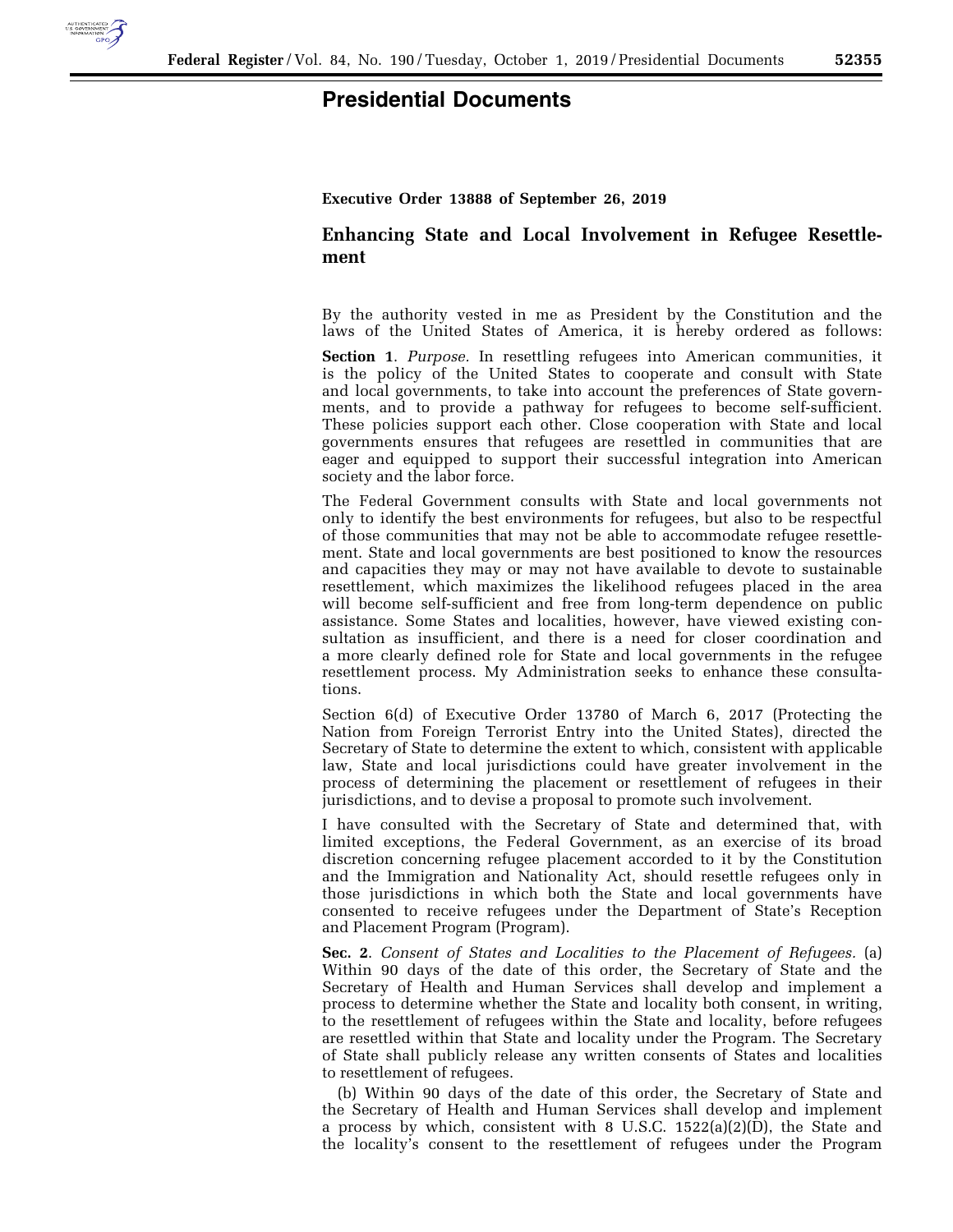# Presidential Documents

**Executive Order 13888 of September 26, 2019**

## Enhancing State and Local Involvement in Refugee Resettlement

By the authority vested in me as President by the Constitution and the laws of the United States of America, it is hereby ordered as follows:

**Section 1**. *Purpose.* In resettling refugees into American communities, it is the policy of the United States to cooperate and consult with State and local governments, to take into account the preferences of State governments, and to provide a pathway for refugees to become self-sufficient. These policies support each other. Close cooperation with State and local governments ensures that refugees are resettled in communities that are eager and equipped to support their successful integration into American society and the labor force.

The Federal Government consults with State and local governments not only to identify the best environments for refugees, but also to be respectful of those communities that may not be able to accommodate refugee resettlement. State and local governments are best positioned to know the resources and capacities they may or may not have available to devote to sustainable resettlement, which maximizes the likelihood refugees placed in the area will become self-sufficient and free from long-term dependence on public assistance. Some States and localities, however, have viewed existing consultation as insufficient, and there is a need for closer coordination and a more clearly defined role for State and local governments in the refugee resettlement process. My Administration seeks to enhance these consultations.

Section 6(d) of Executive Order 13780 of March 6, 2017 (Protecting the Nation from Foreign Terrorist Entry into the United States), directed the Secretary of State to determine the extent to which, consistent with applicable law, State and local jurisdictions could have greater involvement in the process of determining the placement or resettlement of refugees in their jurisdictions, and to devise a proposal to promote such involvement.

I have consulted with the Secretary of State and determined that, with limited exceptions, the Federal Government, as an exercise of its broad discretion concerning refugee placement accorded to it by the Constitution and the Immigration and Nationality Act, should resettle refugees only in those jurisdictions in which both the State and local governments have consented to receive refugees under the Department of State's Reception and Placement Program (Program).

**Sec. 2**. *Consent of States and Localities to the Placement of Refugees.* (a) Within 90 days of the date of this order, the Secretary of State and the Secretary of Health and Human Services shall develop and implement a process to determine whether the State and locality both consent, in writing, to the resettlement of refugees within the State and locality, before refugees are resettled within that State and locality under the Program. The Secretary of State shall publicly release any written consents of States and localities to resettlement of refugees.

(b) Within 90 days of the date of this order, the Secretary of State and the Secretary of Health and Human Services shall develop and implement a process by which, consistent with 8 U.S.C. 1522(a)(2)(D), the State and the locality's consent to the resettlement of refugees under the Program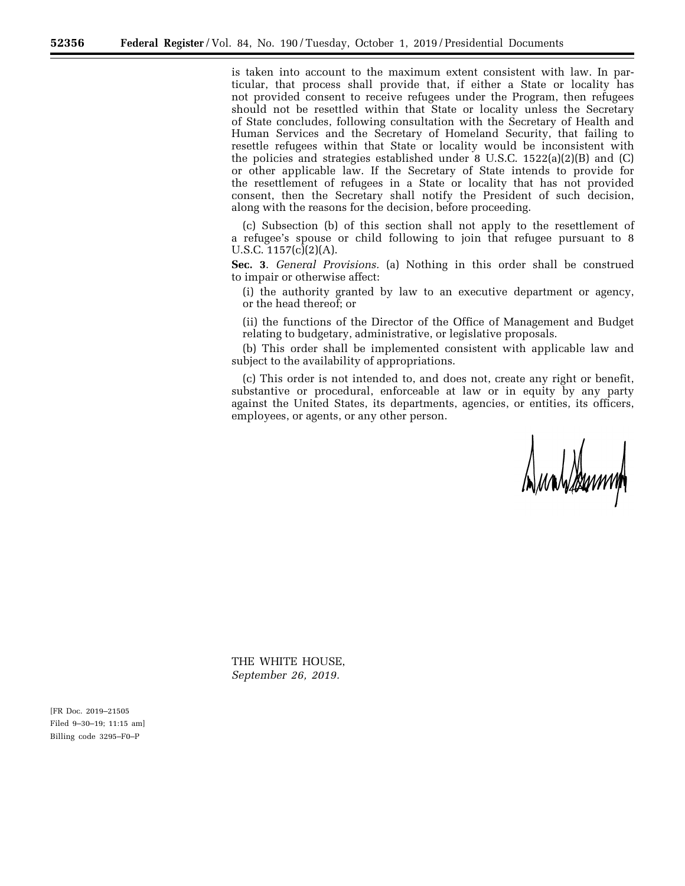is taken into account to the maximum extent consistent with law. In particular, that process shall provide that, if either a State or locality has not provided consent to receive refugees under the Program, then refugees should not be resettled within that State or locality unless the Secretary of State concludes, following consultation with the Secretary of Health and Human Services and the Secretary of Homeland Security, that failing to resettle refugees within that State or locality would be inconsistent with the policies and strategies established under 8 U.S.C. 1522(a)(2)(B) and (C) or other applicable law. If the Secretary of State intends to provide for the resettlement of refugees in a State or locality that has not provided consent, then the Secretary shall notify the President of such decision, along with the reasons for the decision, before proceeding.

(c) Subsection (b) of this section shall not apply to the resettlement of a refugee's spouse or child following to join that refugee pursuant to 8 U.S.C. 1157(c)(2)(A).

**Sec. 3**. *General Provisions.* (a) Nothing in this order shall be construed to impair or otherwise affect:

(i) the authority granted by law to an executive department or agency, or the head thereof; or

(ii) the functions of the Director of the Office of Management and Budget relating to budgetary, administrative, or legislative proposals.

(b) This order shall be implemented consistent with applicable law and subject to the availability of appropriations.

(c) This order is not intended to, and does not, create any right or benefit, substantive or procedural, enforceable at law or in equity by any party against the United States, its departments, agencies, or entities, its officers, employees, or agents, or any other person.

THE WHITE HOUSE,
*September 26, 2019.*

[FR Doc. 2019–21505
Filed 9–30–19; 11:15 am]
Billing code 3295–F0–P